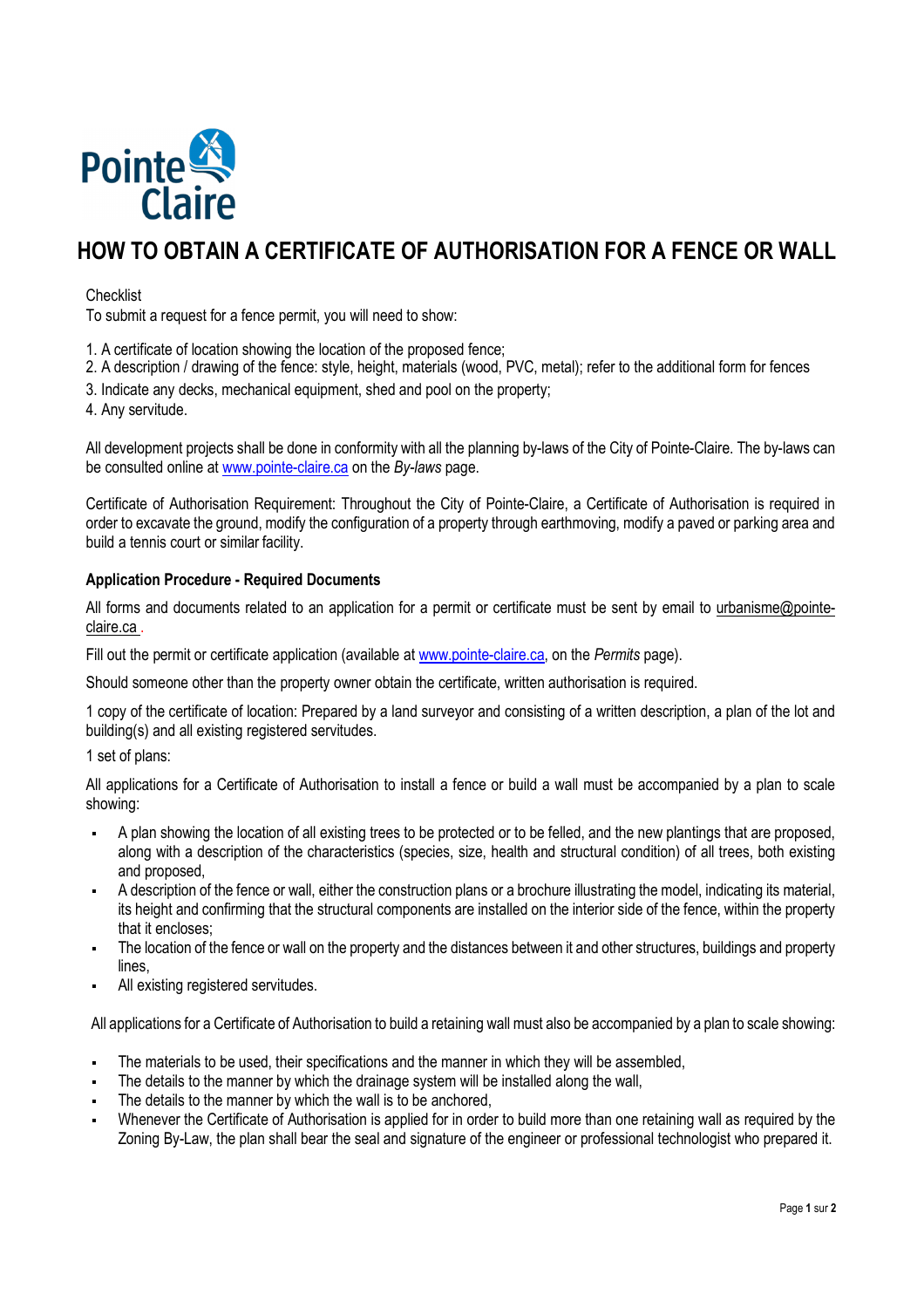# HOW TO OBTAIN A CERTIFICATE OF AUTHORISATION FOR A FENCE OR WALL

Checklist

To submit a request for a fence permit, you will need to show:

1. A certificate of location showing the location of the proposed fence;
2. A description / drawing of the fence: style, height, materials (wood, PVC, metal); refer to the additional form for fences
3. Indicate any decks, mechanical equipment, shed and pool on the property;
4. Any servitude.

All development projects shall be done in conformity with all the planning by-laws of the City of Pointe-Claire. The by-laws can be consulted online at www.pointe-claire.ca on the *By-laws* page.

Certificate of Authorisation Requirement: Throughout the City of Pointe-Claire, a Certificate of Authorisation is required in order to excavate the ground, modify the configuration of a property through earthmoving, modify a paved or parking area and build a tennis court or similar facility.

**Application Procedure - Required Documents**

All forms and documents related to an application for a permit or certificate must be sent by email to urbanisme@pointe-claire.ca .

Fill out the permit or certificate application (available at www.pointe-claire.ca, on the *Permits* page).

Should someone other than the property owner obtain the certificate, written authorisation is required.

1 copy of the certificate of location: Prepared by a land surveyor and consisting of a written description, a plan of the lot and building(s) and all existing registered servitudes.

1 set of plans:

All applications for a Certificate of Authorisation to install a fence or build a wall must be accompanied by a plan to scale showing:

- A plan showing the location of all existing trees to be protected or to be felled, and the new plantings that are proposed, along with a description of the characteristics (species, size, health and structural condition) of all trees, both existing and proposed,
- A description of the fence or wall, either the construction plans or a brochure illustrating the model, indicating its material, its height and confirming that the structural components are installed on the interior side of the fence, within the property that it encloses;
- The location of the fence or wall on the property and the distances between it and other structures, buildings and property lines,
- All existing registered servitudes.

All applications for a Certificate of Authorisation to build a retaining wall must also be accompanied by a plan to scale showing:

- The materials to be used, their specifications and the manner in which they will be assembled,
- The details to the manner by which the drainage system will be installed along the wall,
- The details to the manner by which the wall is to be anchored,
- Whenever the Certificate of Authorisation is applied for in order to build more than one retaining wall as required by the Zoning By-Law, the plan shall bear the seal and signature of the engineer or professional technologist who prepared it.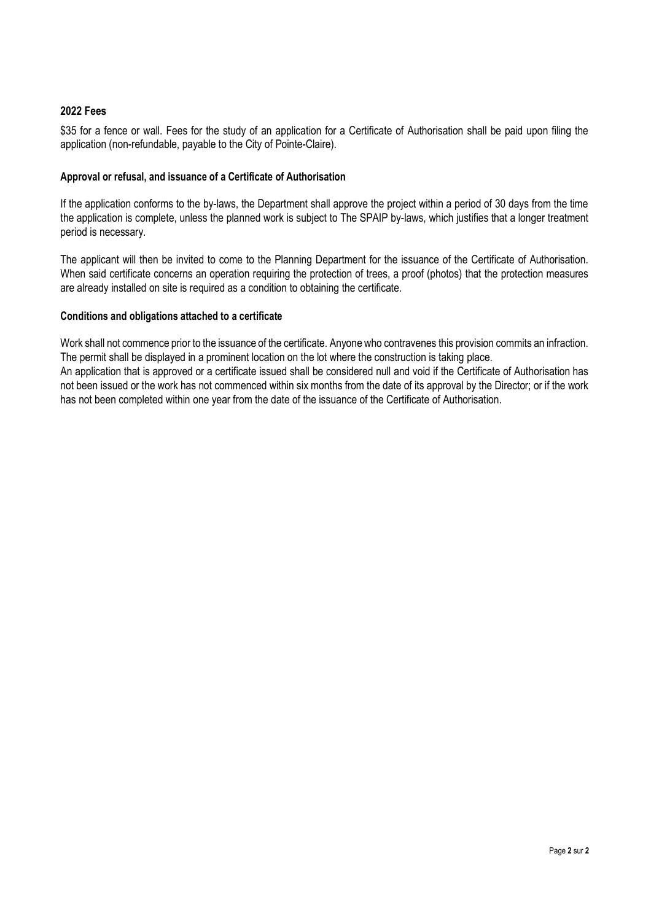**2022 Fees**

$35 for a fence or wall. Fees for the study of an application for a Certificate of Authorisation shall be paid upon filing the application (non-refundable, payable to the City of Pointe-Claire).

**Approval or refusal, and issuance of a Certificate of Authorisation**

If the application conforms to the by-laws, the Department shall approve the project within a period of 30 days from the time the application is complete, unless the planned work is subject to The SPAIP by-laws, which justifies that a longer treatment period is necessary.

The applicant will then be invited to come to the Planning Department for the issuance of the Certificate of Authorisation. When said certificate concerns an operation requiring the protection of trees, a proof (photos) that the protection measures are already installed on site is required as a condition to obtaining the certificate.

**Conditions and obligations attached to a certificate**

Work shall not commence prior to the issuance of the certificate. Anyone who contravenes this provision commits an infraction. The permit shall be displayed in a prominent location on the lot where the construction is taking place.
An application that is approved or a certificate issued shall be considered null and void if the Certificate of Authorisation has not been issued or the work has not commenced within six months from the date of its approval by the Director; or if the work has not been completed within one year from the date of the issuance of the Certificate of Authorisation.